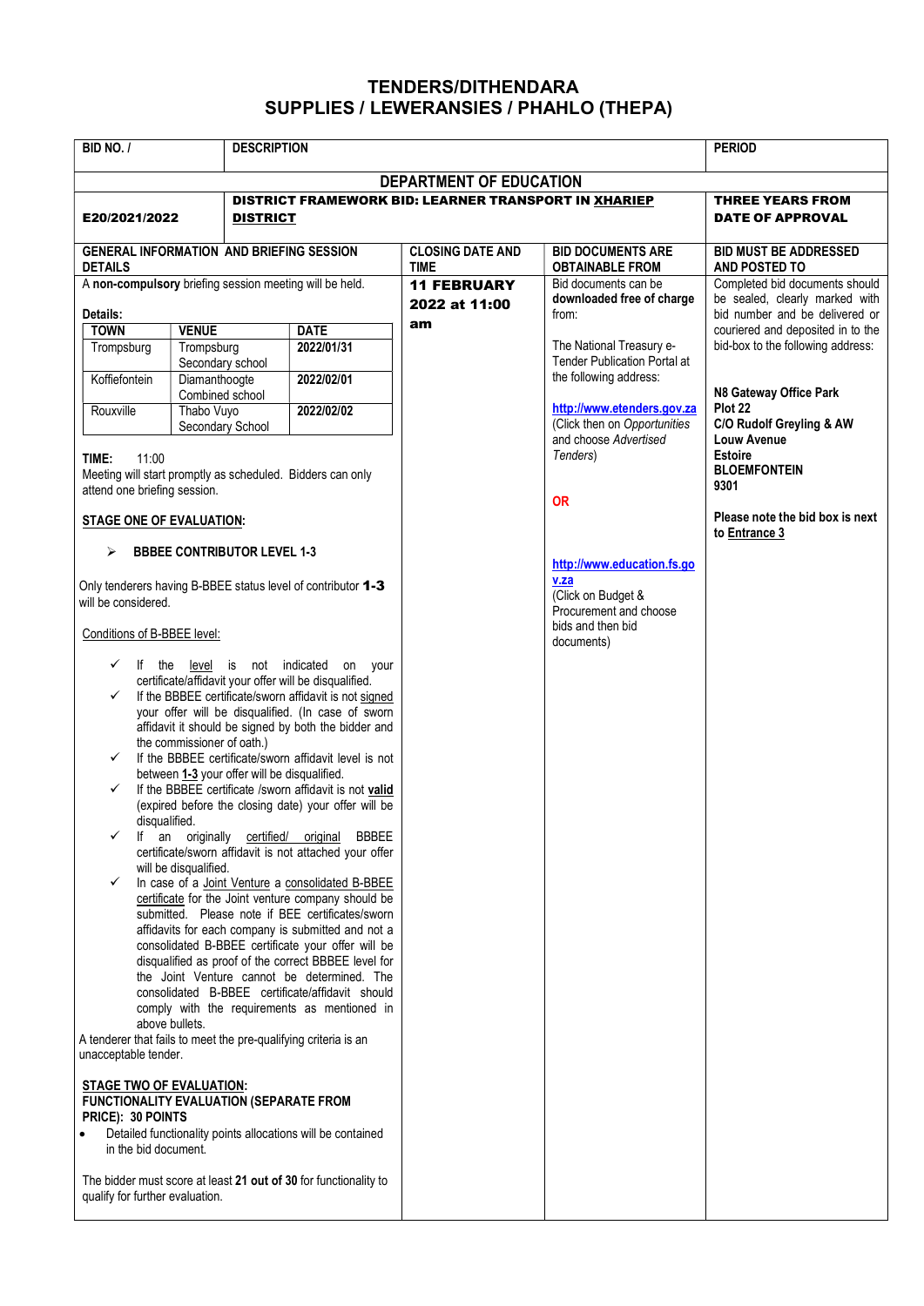# TENDERS/DITHENDARA
# SUPPLIES / LEWERANSIES / PHAHLO (THEPA)

| BID NO. / | DESCRIPTION | PERIOD |
|---|---|---|
| **DEPARTMENT OF EDUCATION** | | |
| **E20/2021/2022** | **DISTRICT FRAMEWORK BID: LEARNER TRANSPORT IN XHARIEP DISTRICT** | **THREE YEARS FROM DATE OF APPROVAL** |

| GENERAL INFORMATION AND BRIEFING SESSION DETAILS | CLOSING DATE AND TIME | BID DOCUMENTS ARE OBTAINABLE FROM | BID MUST BE ADDRESSED AND POSTED TO |
|---|---|---|---|
| A **non-compulsory** briefing session meeting will be held. (see details below) | **11 FEBRUARY 2022 at 11:00 am** | Bid documents can be downloaded free of charge from: The National Treasury e-Tender Publication Portal at the following address: http://www.etenders.gov.za (Click then on *Opportunities* and choose *Advertised Tenders*) **OR** http://www.education.fs.gov.za (Click on Budget & Procurement and choose bids and then bid documents) | Completed bid documents should be sealed, clearly marked with bid number and be delivered or couriered and deposited in to the bid-box to the following address: **N8 Gateway Office Park Plot 22 C/O Rudolf Greyling & AW Louw Avenue Estoire BLOEMFONTEIN 9301** **Please note the bid box is next to Entrance 3** |

**Details:**

| TOWN | VENUE | DATE |
|---|---|---|
| Trompsburg | Trompsburg Secondary school | 2022/01/31 |
| Koffiefontein | Diamanthoogte Combined school | 2022/02/01 |
| Rouxville | Thabo Vuyo Secondary School | 2022/02/02 |

**TIME:** 11:00

Meeting will start promptly as scheduled. Bidders can only attend one briefing session.

**STAGE ONE OF EVALUATION:**

- **BBBEE CONTRIBUTOR LEVEL 1-3**

Only tenderers having B-BBEE status level of contributor **1-3** will be considered.

Conditions of B-BBEE level:

- ✓ If the level is not indicated on your certificate/affidavit your offer will be disqualified.
- ✓ If the BBBEE certificate/sworn affidavit is not signed your offer will be disqualified. (In case of sworn affidavit it should be signed by both the bidder and the commissioner of oath.)
- ✓ If the BBBEE certificate/sworn affidavit level is not between **1-3** your offer will be disqualified.
- ✓ If the BBBEE certificate /sworn affidavit is not **valid** (expired before the closing date) your offer will be disqualified.
- ✓ If an originally certified/ original BBBEE certificate/sworn affidavit is not attached your offer will be disqualified.
- ✓ In case of a Joint Venture a consolidated B-BBEE certificate for the Joint venture company should be submitted. Please note if BEE certificates/sworn affidavits for each company is submitted and not a consolidated B-BBEE certificate your offer will be disqualified as proof of the correct BBBEE level for the Joint Venture cannot be determined. The consolidated B-BBEE certificate/affidavit should comply with the requirements as mentioned in above bullets.

A tenderer that fails to meet the pre-qualifying criteria is an unacceptable tender.

**STAGE TWO OF EVALUATION:**
**FUNCTIONALITY EVALUATION (SEPARATE FROM PRICE): 30 POINTS**

- Detailed functionality points allocations will be contained in the bid document.

The bidder must score at least **21 out of 30** for functionality to qualify for further evaluation.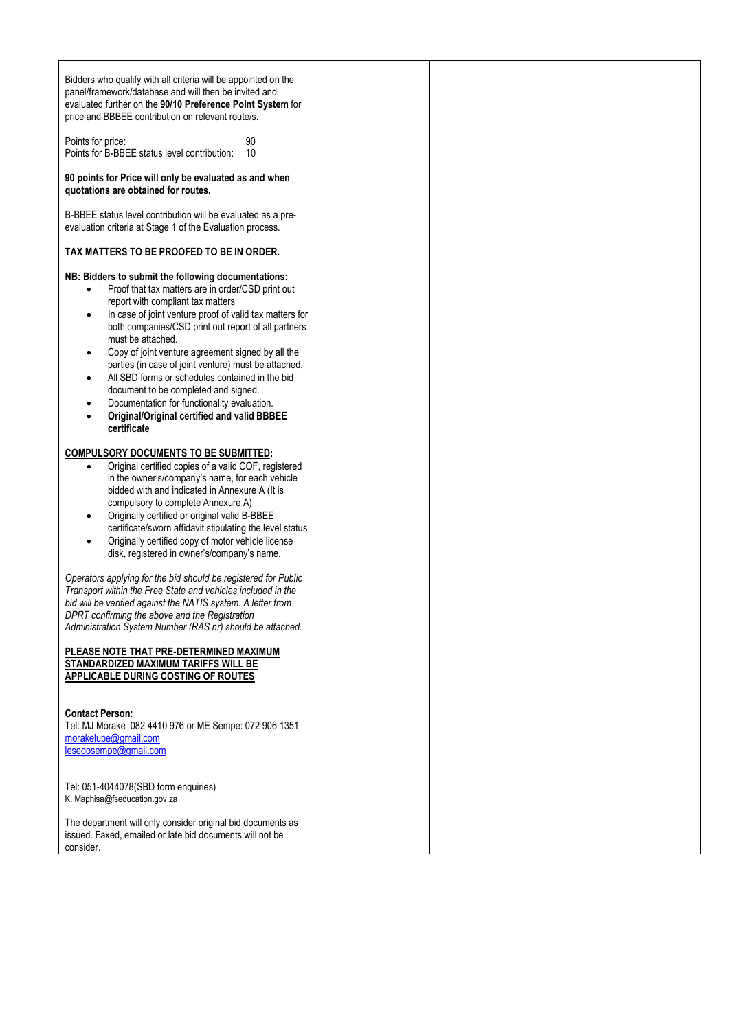| | | | |
|---|---|---|---|
| Bidders who qualify with all criteria will be appointed on the panel/framework/database and will then be invited and evaluated further on the **90/10 Preference Point System** for price and BBBEE contribution on relevant route/s.<br><br>Points for price: 90<br>Points for B-BBEE status level contribution: 10<br><br>**90 points for Price will only be evaluated as and when quotations are obtained for routes.**<br><br>B-BBEE status level contribution will be evaluated as a pre-evaluation criteria at Stage 1 of the Evaluation process.<br><br>**TAX MATTERS TO BE PROOFED TO BE IN ORDER.**<br><br>**NB: Bidders to submit the following documentations:**<br>• Proof that tax matters are in order/CSD print out report with compliant tax matters<br>• In case of joint venture proof of valid tax matters for both companies/CSD print out report of all partners must be attached.<br>• Copy of joint venture agreement signed by all the parties (in case of joint venture) must be attached.<br>• All SBD forms or schedules contained in the bid document to be completed and signed.<br>• Documentation for functionality evaluation.<br>• **Original/Original certified and valid BBBEE certificate**<br><br>**<u>COMPULSORY DOCUMENTS TO BE SUBMITTED</u>:**<br>• Original certified copies of a valid COF, registered in the owner's/company's name, for each vehicle bidded with and indicated in Annexure A (It is compulsory to complete Annexure A)<br>• Originally certified or original valid B-BBEE certificate/sworn affidavit stipulating the level status<br>• Originally certified copy of motor vehicle license disk, registered in owner's/company's name.<br><br>*Operators applying for the bid should be registered for Public Transport within the Free State and vehicles included in the bid will be verified against the NATIS system. A letter from DPRT confirming the above and the Registration Administration System Number (RAS nr) should be attached.*<br><br>**<u>PLEASE NOTE THAT PRE-DETERMINED MAXIMUM STANDARDIZED MAXIMUM TARIFFS WILL BE APPLICABLE DURING COSTING OF ROUTES</u>**<br><br>**Contact Person:**<br>Tel: MJ Morake 082 4410 976 or ME Sempe: 072 906 1351<br>morakelupe@gmail.com<br>lesegosempe@gmail.com<br><br>Tel: 051-4044078(SBD form enquiries)<br>K. Maphisa@fseducation.gov.za<br><br>The department will only consider original bid documents as issued. Faxed, emailed or late bid documents will not be consider. | | | |